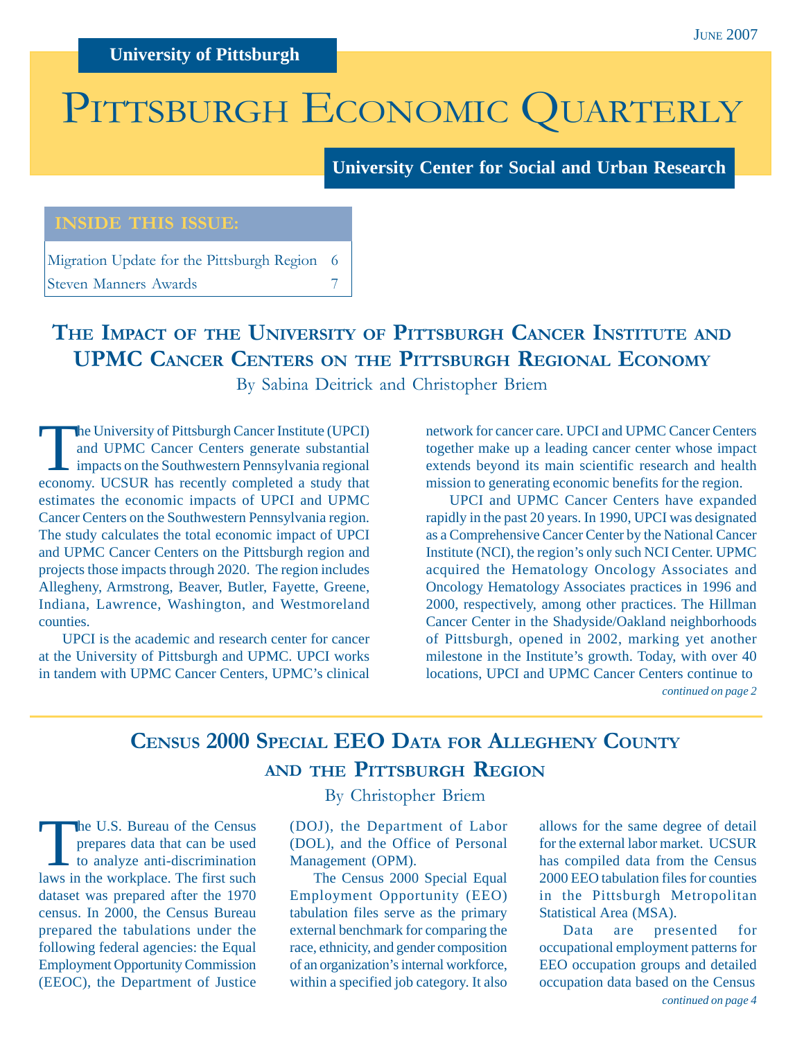University of Pittsburgh

June 2007

# Pittsburgh Economic Quarterly

University Center for Social and Urban Research

**INSIDE THIS ISSUE:**

| | |
|---|---|
| Migration Update for the Pittsburgh Region | 6 |
| Steven Manners Awards | 7 |

## The Impact of the University of Pittsburgh Cancer Institute and UPMC Cancer Centers on the Pittsburgh Regional Economy

By Sabina Deitrick and Christopher Briem

The University of Pittsburgh Cancer Institute (UPCI) and UPMC Cancer Centers generate substantial impacts on the Southwestern Pennsylvania regional economy. UCSUR has recently completed a study that estimates the economic impacts of UPCI and UPMC Cancer Centers on the Southwestern Pennsylvania region. The study calculates the total economic impact of UPCI and UPMC Cancer Centers on the Pittsburgh region and projects those impacts through 2020. The region includes Allegheny, Armstrong, Beaver, Butler, Fayette, Greene, Indiana, Lawrence, Washington, and Westmoreland counties.

UPCI is the academic and research center for cancer at the University of Pittsburgh and UPMC. UPCI works in tandem with UPMC Cancer Centers, UPMC's clinical network for cancer care. UPCI and UPMC Cancer Centers together make up a leading cancer center whose impact extends beyond its main scientific research and health mission to generating economic benefits for the region.

UPCI and UPMC Cancer Centers have expanded rapidly in the past 20 years. In 1990, UPCI was designated as a Comprehensive Cancer Center by the National Cancer Institute (NCI), the region's only such NCI Center. UPMC acquired the Hematology Oncology Associates and Oncology Hematology Associates practices in 1996 and 2000, respectively, among other practices. The Hillman Cancer Center in the Shadyside/Oakland neighborhoods of Pittsburgh, opened in 2002, marking yet another milestone in the Institute's growth. Today, with over 40 locations, UPCI and UPMC Cancer Centers continue to

*continued on page 2*

## Census 2000 Special EEO Data for Allegheny County and the Pittsburgh Region

By Christopher Briem

The U.S. Bureau of the Census prepares data that can be used to analyze anti-discrimination laws in the workplace. The first such dataset was prepared after the 1970 census. In 2000, the Census Bureau prepared the tabulations under the following federal agencies: the Equal Employment Opportunity Commission (EEOC), the Department of Justice (DOJ), the Department of Labor (DOL), and the Office of Personal Management (OPM).

The Census 2000 Special Equal Employment Opportunity (EEO) tabulation files serve as the primary external benchmark for comparing the race, ethnicity, and gender composition of an organization's internal workforce, within a specified job category. It also allows for the same degree of detail for the external labor market. UCSUR has compiled data from the Census 2000 EEO tabulation files for counties in the Pittsburgh Metropolitan Statistical Area (MSA).

Data are presented for occupational employment patterns for EEO occupation groups and detailed occupation data based on the Census

*continued on page 4*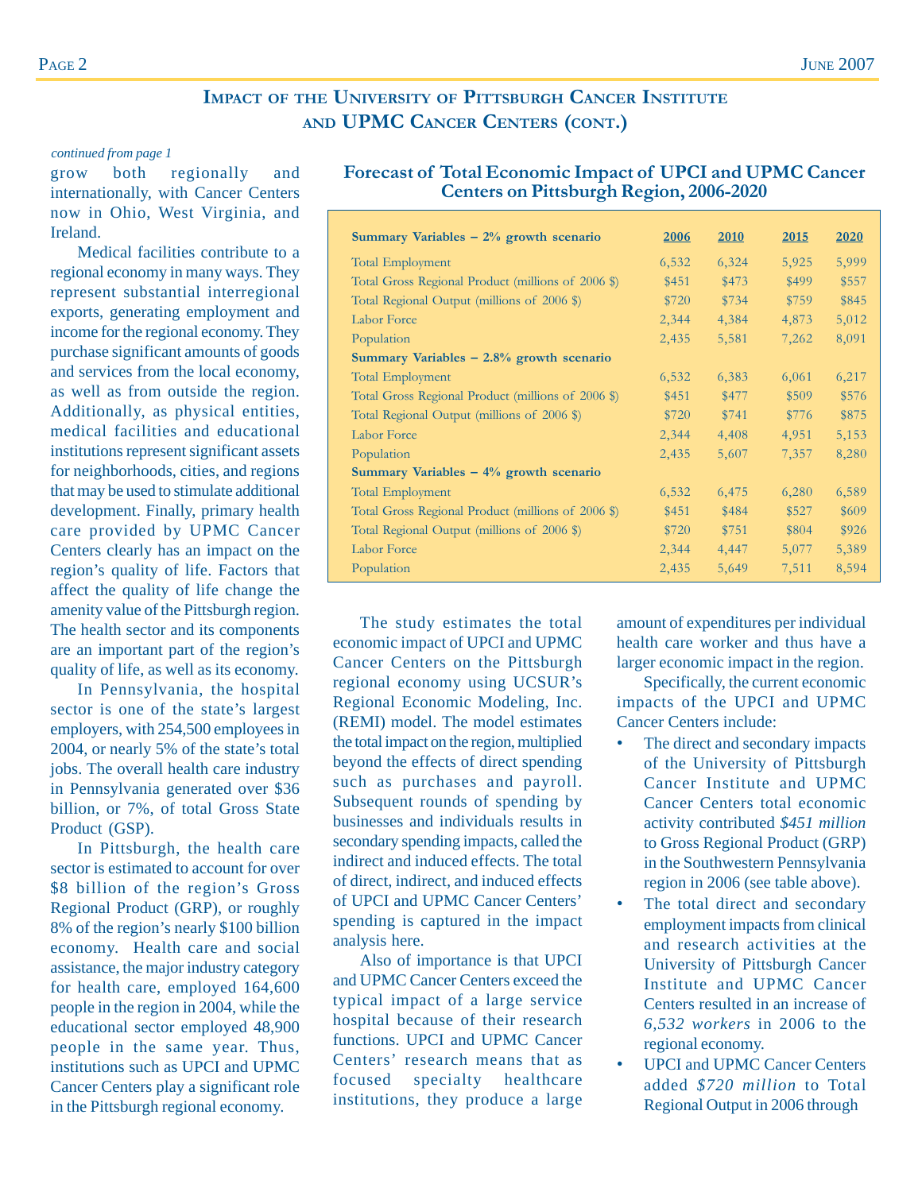## Impact of the University of Pittsburgh Cancer Institute and UPMC Cancer Centers (cont.)

*continued from page 1*

grow both regionally and internationally, with Cancer Centers now in Ohio, West Virginia, and Ireland.

Medical facilities contribute to a regional economy in many ways. They represent substantial interregional exports, generating employment and income for the regional economy. They purchase significant amounts of goods and services from the local economy, as well as from outside the region. Additionally, as physical entities, medical facilities and educational institutions represent significant assets for neighborhoods, cities, and regions that may be used to stimulate additional development. Finally, primary health care provided by UPMC Cancer Centers clearly has an impact on the region's quality of life. Factors that affect the quality of life change the amenity value of the Pittsburgh region. The health sector and its components are an important part of the region's quality of life, as well as its economy.

In Pennsylvania, the hospital sector is one of the state's largest employers, with 254,500 employees in 2004, or nearly 5% of the state's total jobs. The overall health care industry in Pennsylvania generated over $36 billion, or 7%, of total Gross State Product (GSP).

In Pittsburgh, the health care sector is estimated to account for over $8 billion of the region's Gross Regional Product (GRP), or roughly 8% of the region's nearly $100 billion economy. Health care and social assistance, the major industry category for health care, employed 164,600 people in the region in 2004, while the educational sector employed 48,900 people in the same year. Thus, institutions such as UPCI and UPMC Cancer Centers play a significant role in the Pittsburgh regional economy.

### Forecast of Total Economic Impact of UPCI and UPMC Cancer Centers on Pittsburgh Region, 2006-2020

| **Summary Variables – 2% growth scenario** | **2006** | **2010** | **2015** | **2020** |
|---|---|---|---|---|
| Total Employment | 6,532 | 6,324 | 5,925 | 5,999 |
| Total Gross Regional Product (millions of 2006 $) | $451 | $473 | $499 | $557 |
| Total Regional Output (millions of 2006 $) | $720 | $734 | $759 | $845 |
| Labor Force | 2,344 | 4,384 | 4,873 | 5,012 |
| Population | 2,435 | 5,581 | 7,262 | 8,091 |
| **Summary Variables – 2.8% growth scenario** | | | | |
| Total Employment | 6,532 | 6,383 | 6,061 | 6,217 |
| Total Gross Regional Product (millions of 2006 $) | $451 | $477 | $509 | $576 |
| Total Regional Output (millions of 2006 $) | $720 | $741 | $776 | $875 |
| Labor Force | 2,344 | 4,408 | 4,951 | 5,153 |
| Population | 2,435 | 5,607 | 7,357 | 8,280 |
| **Summary Variables – 4% growth scenario** | | | | |
| Total Employment | 6,532 | 6,475 | 6,280 | 6,589 |
| Total Gross Regional Product (millions of 2006 $) | $451 | $484 | $527 | $609 |
| Total Regional Output (millions of 2006 $) | $720 | $751 | $804 | $926 |
| Labor Force | 2,344 | 4,447 | 5,077 | 5,389 |
| Population | 2,435 | 5,649 | 7,511 | 8,594 |

The study estimates the total economic impact of UPCI and UPMC Cancer Centers on the Pittsburgh regional economy using UCSUR's Regional Economic Modeling, Inc. (REMI) model. The model estimates the total impact on the region, multiplied beyond the effects of direct spending such as purchases and payroll. Subsequent rounds of spending by businesses and individuals results in secondary spending impacts, called the indirect and induced effects. The total of direct, indirect, and induced effects of UPCI and UPMC Cancer Centers' spending is captured in the impact analysis here.

Also of importance is that UPCI and UPMC Cancer Centers exceed the typical impact of a large service hospital because of their research functions. UPCI and UPMC Cancer Centers' research means that as focused specialty healthcare institutions, they produce a large amount of expenditures per individual health care worker and thus have a larger economic impact in the region.

Specifically, the current economic impacts of the UPCI and UPMC Cancer Centers include:

- The direct and secondary impacts of the University of Pittsburgh Cancer Institute and UPMC Cancer Centers total economic activity contributed *$451 million* to Gross Regional Product (GRP) in the Southwestern Pennsylvania region in 2006 (see table above).
- The total direct and secondary employment impacts from clinical and research activities at the University of Pittsburgh Cancer Institute and UPMC Cancer Centers resulted in an increase of *6,532 workers* in 2006 to the regional economy.
- UPCI and UPMC Cancer Centers added *$720 million* to Total Regional Output in 2006 through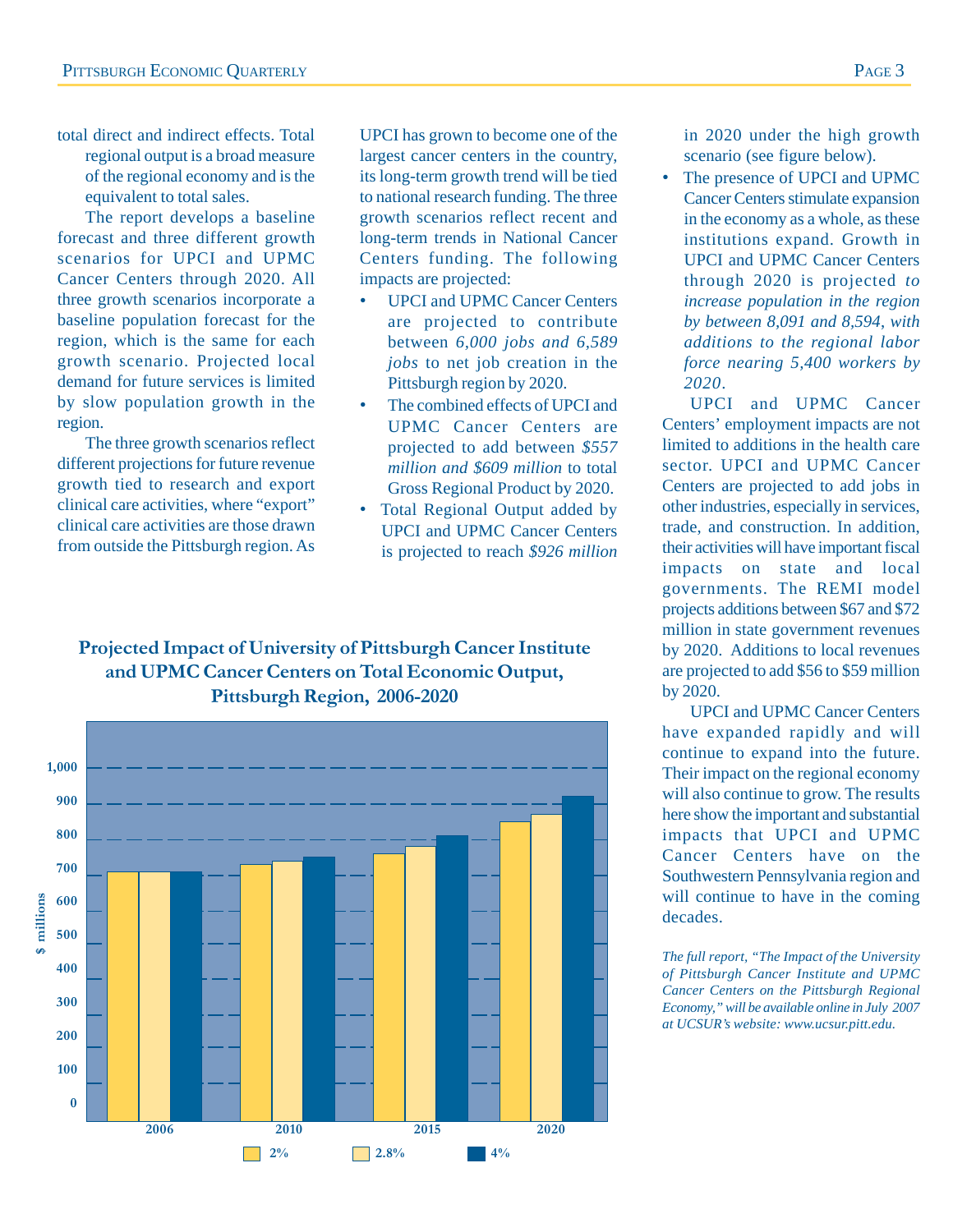total direct and indirect effects. Total regional output is a broad measure of the regional economy and is the equivalent to total sales.

The report develops a baseline forecast and three different growth scenarios for UPCI and UPMC Cancer Centers through 2020. All three growth scenarios incorporate a baseline population forecast for the region, which is the same for each growth scenario. Projected local demand for future services is limited by slow population growth in the region.

The three growth scenarios reflect different projections for future revenue growth tied to research and export clinical care activities, where "export" clinical care activities are those drawn from outside the Pittsburgh region. As UPCI has grown to become one of the largest cancer centers in the country, its long-term growth trend will be tied to national research funding. The three growth scenarios reflect recent and long-term trends in National Cancer Centers funding. The following impacts are projected:

- UPCI and UPMC Cancer Centers are projected to contribute between *6,000 jobs and 6,589 jobs* to net job creation in the Pittsburgh region by 2020.
- The combined effects of UPCI and UPMC Cancer Centers are projected to add between *$557 million and $609 million* to total Gross Regional Product by 2020.
- Total Regional Output added by UPCI and UPMC Cancer Centers is projected to reach *$926 million* in 2020 under the high growth scenario (see figure below).
- The presence of UPCI and UPMC Cancer Centers stimulate expansion in the economy as a whole, as these institutions expand. Growth in UPCI and UPMC Cancer Centers through 2020 is projected *to increase population in the region by between 8,091 and 8,594, with additions to the regional labor force nearing 5,400 workers by 2020*.

UPCI and UPMC Cancer Centers' employment impacts are not limited to additions in the health care sector. UPCI and UPMC Cancer Centers are projected to add jobs in other industries, especially in services, trade, and construction. In addition, their activities will have important fiscal impacts on state and local governments. The REMI model projects additions between $67 and $72 million in state government revenues by 2020. Additions to local revenues are projected to add $56 to $59 million by 2020.

UPCI and UPMC Cancer Centers have expanded rapidly and will continue to expand into the future. Their impact on the regional economy will also continue to grow. The results here show the important and substantial impacts that UPCI and UPMC Cancer Centers have on the Southwestern Pennsylvania region and will continue to have in the coming decades.

*The full report, "The Impact of the University of Pittsburgh Cancer Institute and UPMC Cancer Centers on the Pittsburgh Regional Economy," will be available online in July 2007 at UCSUR's website: www.ucsur.pitt.edu.*

**Projected Impact of University of Pittsburgh Cancer Institute and UPMC Cancer Centers on Total Economic Output, Pittsburgh Region, 2006-2020**

$ millions (0–1,000); years 2006, 2010, 2015, 2020; scenarios: 2%, 2.8%, 4%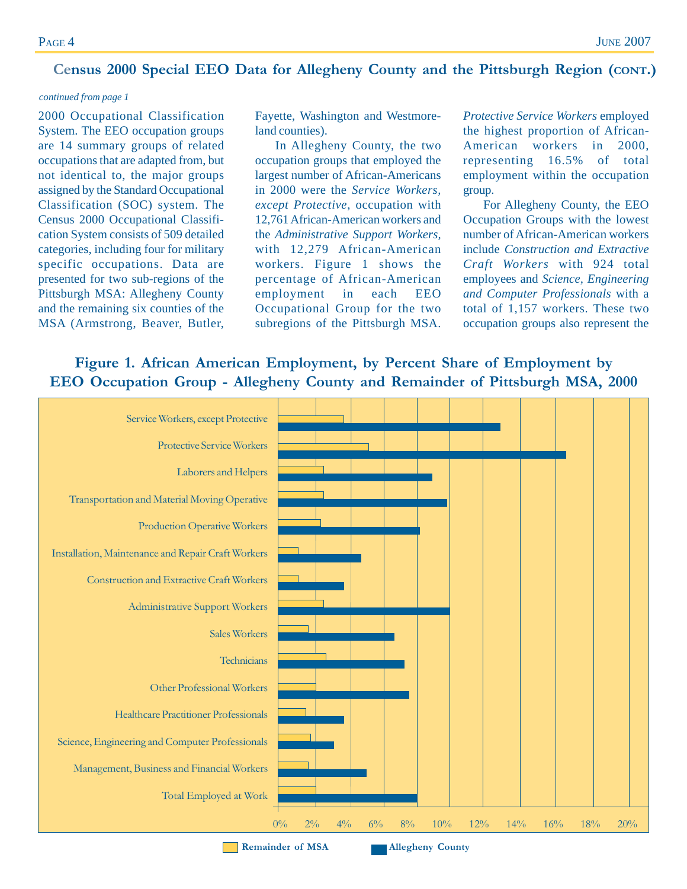## Census 2000 Special EEO Data for Allegheny County and the Pittsburgh Region (cont.)

*continued from page 1*

2000 Occupational Classification System. The EEO occupation groups are 14 summary groups of related occupations that are adapted from, but not identical to, the major groups assigned by the Standard Occupational Classification (SOC) system. The Census 2000 Occupational Classification System consists of 509 detailed categories, including four for military specific occupations. Data are presented for two sub-regions of the Pittsburgh MSA: Allegheny County and the remaining six counties of the MSA (Armstrong, Beaver, Butler, Fayette, Washington and Westmoreland counties).

In Allegheny County, the two occupation groups that employed the largest number of African-Americans in 2000 were the *Service Workers, except Protective*, occupation with 12,761 African-American workers and the *Administrative Support Workers*, with 12,279 African-American workers. Figure 1 shows the percentage of African-American employment in each EEO Occupational Group for the two subregions of the Pittsburgh MSA. *Protective Service Workers* employed the highest proportion of African-American workers in 2000, representing 16.5% of total employment within the occupation group.

For Allegheny County, the EEO Occupation Groups with the lowest number of African-American workers include *Construction and Extractive Craft Workers* with 924 total employees and *Science, Engineering and Computer Professionals* with a total of 1,157 workers. These two occupation groups also represent the

### Figure 1. African American Employment, by Percent Share of Employment by EEO Occupation Group - Allegheny County and Remainder of Pittsburgh MSA, 2000

| EEO Occupation Group | Remainder of MSA (approx.) | Allegheny County (approx.) |
|---|---|---|
| Service Workers, except Protective | 3.7% | 12.7% |
| Protective Service Workers | 5.2% | 16.5% |
| Laborers and Helpers | 2.6% | 8.8% |
| Transportation and Material Moving Operative | 2.6% | 9.7% |
| Production Operative Workers | 2.4% | 8.1% |
| Installation, Maintenance and Repair Craft Workers | 1.1% | 4.7% |
| Construction and Extractive Craft Workers | 1.1% | 3.8% |
| Administrative Support Workers | 2.6% | 9.8% |
| Sales Workers | 1.7% | 6.7% |
| Technicians | 2.7% | 7.2% |
| Other Professional Workers | 2.1% | 7.5% |
| Healthcare Practitioner Professionals | 1.6% | 3.8% |
| Science, Engineering and Computer Professionals | 1.8% | 3.2% |
| Management, Business and Financial Workers | 1.7% | 5.1% |
| Total Employed at Work | 2.1% | 8.0% |

Legend: Remainder of MSA; Allegheny County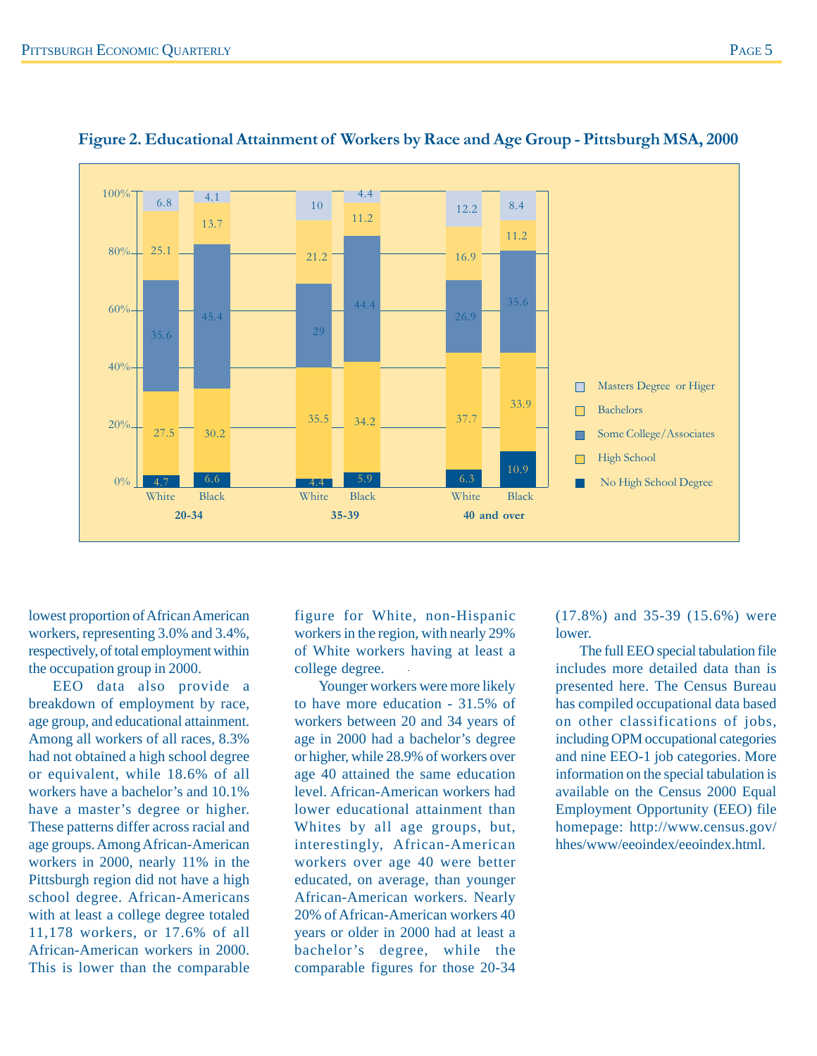**Figure 2. Educational Attainment of Workers by Race and Age Group - Pittsburgh MSA, 2000**

| | 20-34 White | 20-34 Black | 35-39 White | 35-39 Black | 40 and over White | 40 and over Black |
|---|---|---|---|---|---|---|
| Masters Degree or Higer | 6.8 | 4.1 | 10 | 4.4 | 12.2 | 8.4 |
| Bachelors | 25.1 | 13.7 | 21.2 | 11.2 | 16.9 | 11.2 |
| Some College/Associates | 35.6 | 45.4 | 29 | 44.4 | 26.9 | 35.6 |
| High School | 27.5 | 30.2 | 35.5 | 34.2 | 37.7 | 33.9 |
| No High School Degree | 4.7 | 6.6 | 4.4 | 5.9 | 6.3 | 10.9 |

lowest proportion of African American workers, representing 3.0% and 3.4%, respectively, of total employment within the occupation group in 2000.

EEO data also provide a breakdown of employment by race, age group, and educational attainment. Among all workers of all races, 8.3% had not obtained a high school degree or equivalent, while 18.6% of all workers have a bachelor's and 10.1% have a master's degree or higher. These patterns differ across racial and age groups. Among African-American workers in 2000, nearly 11% in the Pittsburgh region did not have a high school degree. African-Americans with at least a college degree totaled 11,178 workers, or 17.6% of all African-American workers in 2000. This is lower than the comparable figure for White, non-Hispanic workers in the region, with nearly 29% of White workers having at least a college degree.

Younger workers were more likely to have more education - 31.5% of workers between 20 and 34 years of age in 2000 had a bachelor's degree or higher, while 28.9% of workers over age 40 attained the same education level. African-American workers had lower educational attainment than Whites by all age groups, but, interestingly, African-American workers over age 40 were better educated, on average, than younger African-American workers. Nearly 20% of African-American workers 40 years or older in 2000 had at least a bachelor's degree, while the comparable figures for those 20-34 (17.8%) and 35-39 (15.6%) were lower.

The full EEO special tabulation file includes more detailed data than is presented here. The Census Bureau has compiled occupational data based on other classifications of jobs, including OPM occupational categories and nine EEO-1 job categories. More information on the special tabulation is available on the Census 2000 Equal Employment Opportunity (EEO) file homepage: http://www.census.gov/hhes/www/eeoindex/eeoindex.html.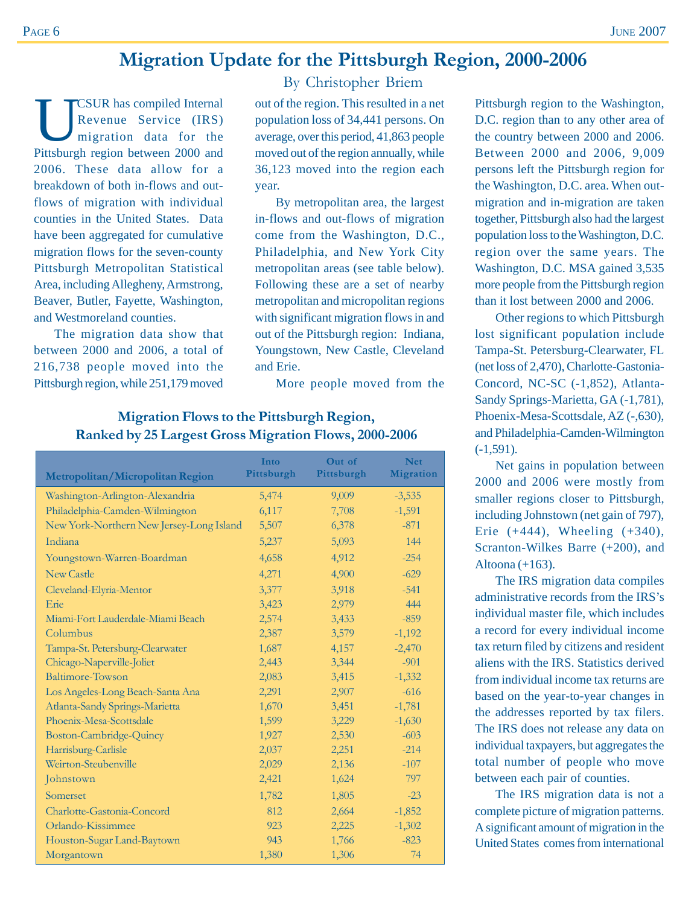# Migration Update for the Pittsburgh Region, 2000-2006

By Christopher Briem

UCSUR has compiled Internal Revenue Service (IRS) migration data for the Pittsburgh region between 2000 and 2006. These data allow for a breakdown of both in-flows and out-flows of migration with individual counties in the United States. Data have been aggregated for cumulative migration flows for the seven-county Pittsburgh Metropolitan Statistical Area, including Allegheny, Armstrong, Beaver, Butler, Fayette, Washington, and Westmoreland counties.

The migration data show that between 2000 and 2006, a total of 216,738 people moved into the Pittsburgh region, while 251,179 moved out of the region. This resulted in a net population loss of 34,441 persons. On average, over this period, 41,863 people moved out of the region annually, while 36,123 moved into the region each year.

By metropolitan area, the largest in-flows and out-flows of migration come from the Washington, D.C., Philadelphia, and New York City metropolitan areas (see table below). Following these are a set of nearby metropolitan and micropolitan regions with significant migration flows in and out of the Pittsburgh region: Indiana, Youngstown, New Castle, Cleveland and Erie.

More people moved from the Pittsburgh region to the Washington, D.C. region than to any other area of the country between 2000 and 2006. Between 2000 and 2006, 9,009 persons left the Pittsburgh region for the Washington, D.C. area. When out-migration and in-migration are taken together, Pittsburgh also had the largest population loss to the Washington, D.C. region over the same years. The Washington, D.C. MSA gained 3,535 more people from the Pittsburgh region than it lost between 2000 and 2006.

Other regions to which Pittsburgh lost significant population include Tampa-St. Petersburg-Clearwater, FL (net loss of 2,470), Charlotte-Gastonia-Concord, NC-SC (-1,852), Atlanta-Sandy Springs-Marietta, GA (-1,781), Phoenix-Mesa-Scottsdale, AZ (-,630), and Philadelphia-Camden-Wilmington (-1,591).

Net gains in population between 2000 and 2006 were mostly from smaller regions closer to Pittsburgh, including Johnstown (net gain of 797), Erie (+444), Wheeling (+340), Scranton-Wilkes Barre (+200), and Altoona (+163).

The IRS migration data compiles administrative records from the IRS's individual master file, which includes a record for every individual income tax return filed by citizens and resident aliens with the IRS. Statistics derived from individual income tax returns are based on the year-to-year changes in the addresses reported by tax filers. The IRS does not release any data on individual taxpayers, but aggregates the total number of people who move between each pair of counties.

The IRS migration data is not a complete picture of migration patterns. A significant amount of migration in the United States comes from international

### Migration Flows to the Pittsburgh Region, Ranked by 25 Largest Gross Migration Flows, 2000-2006

| Metropolitan/Micropolitan Region | Into Pittsburgh | Out of Pittsburgh | Net Migration |
|---|---|---|---|
| Washington-Arlington-Alexandria | 5,474 | 9,009 | -3,535 |
| Philadelphia-Camden-Wilmington | 6,117 | 7,708 | -1,591 |
| New York-Northern New Jersey-Long Island | 5,507 | 6,378 | -871 |
| Indiana | 5,237 | 5,093 | 144 |
| Youngstown-Warren-Boardman | 4,658 | 4,912 | -254 |
| New Castle | 4,271 | 4,900 | -629 |
| Cleveland-Elyria-Mentor | 3,377 | 3,918 | -541 |
| Erie | 3,423 | 2,979 | 444 |
| Miami-Fort Lauderdale-Miami Beach | 2,574 | 3,433 | -859 |
| Columbus | 2,387 | 3,579 | -1,192 |
| Tampa-St. Petersburg-Clearwater | 1,687 | 4,157 | -2,470 |
| Chicago-Naperville-Joliet | 2,443 | 3,344 | -901 |
| Baltimore-Towson | 2,083 | 3,415 | -1,332 |
| Los Angeles-Long Beach-Santa Ana | 2,291 | 2,907 | -616 |
| Atlanta-Sandy Springs-Marietta | 1,670 | 3,451 | -1,781 |
| Phoenix-Mesa-Scottsdale | 1,599 | 3,229 | -1,630 |
| Boston-Cambridge-Quincy | 1,927 | 2,530 | -603 |
| Harrisburg-Carlisle | 2,037 | 2,251 | -214 |
| Weirton-Steubenville | 2,029 | 2,136 | -107 |
| Johnstown | 2,421 | 1,624 | 797 |
| Somerset | 1,782 | 1,805 | -23 |
| Charlotte-Gastonia-Concord | 812 | 2,664 | -1,852 |
| Orlando-Kissimmee | 923 | 2,225 | -1,302 |
| Houston-Sugar Land-Baytown | 943 | 1,766 | -823 |
| Morgantown | 1,380 | 1,306 | 74 |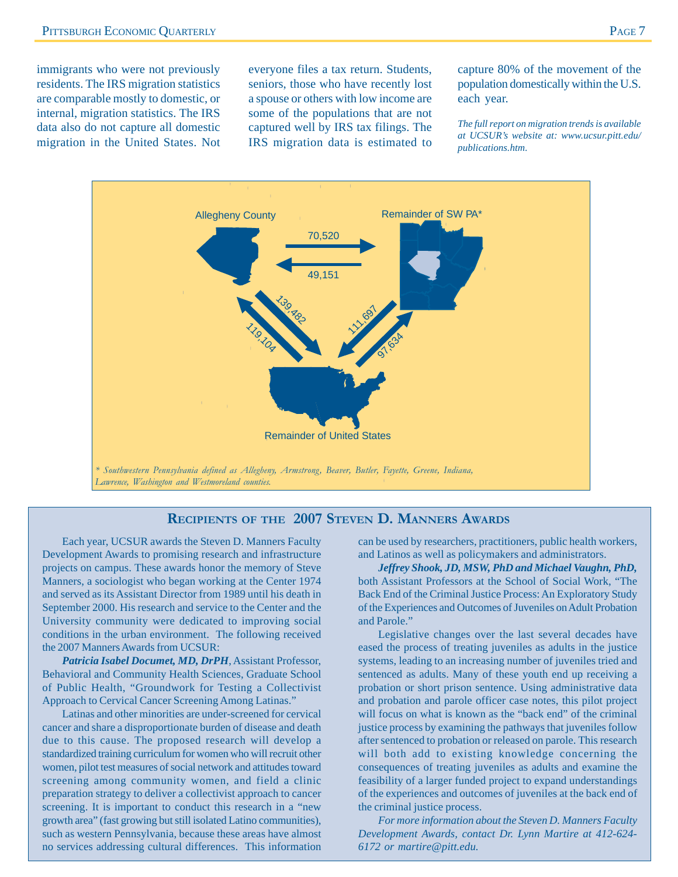immigrants who were not previously residents. The IRS migration statistics are comparable mostly to domestic, or internal, migration statistics. The IRS data also do not capture all domestic migration in the United States. Not everyone files a tax return. Students, seniors, those who have recently lost a spouse or others with low income are some of the populations that are not captured well by IRS tax filings. The IRS migration data is estimated to capture 80% of the movement of the population domestically within the U.S. each year.

*The full report on migration trends is available at UCSUR's website at: www.ucsur.pitt.edu/publications.htm.*

Allegheny County → Remainder of SW PA*: 70,520
Remainder of SW PA* → Allegheny County: 49,151
Allegheny County → Remainder of United States: 139,482
Remainder of United States → Allegheny County: 119,104
Remainder of SW PA* → Remainder of United States: 111,697
Remainder of United States → Remainder of SW PA*: 97,634

*\* Southwestern Pennsylvania defined as Allegheny, Armstrong, Beaver, Butler, Fayette, Greene, Indiana, Lawrence, Washington and Westmoreland counties.*

## Recipients of the 2007 Steven D. Manners Awards

Each year, UCSUR awards the Steven D. Manners Faculty Development Awards to promising research and infrastructure projects on campus. These awards honor the memory of Steve Manners, a sociologist who began working at the Center 1974 and served as its Assistant Director from 1989 until his death in September 2000. His research and service to the Center and the University community were dedicated to improving social conditions in the urban environment. The following received the 2007 Manners Awards from UCSUR:

***Patricia Isabel Documet, MD, DrPH***, Assistant Professor, Behavioral and Community Health Sciences, Graduate School of Public Health, "Groundwork for Testing a Collectivist Approach to Cervical Cancer Screening Among Latinas."

Latinas and other minorities are under-screened for cervical cancer and share a disproportionate burden of disease and death due to this cause. The proposed research will develop a standardized training curriculum for women who will recruit other women, pilot test measures of social network and attitudes toward screening among community women, and field a clinic preparation strategy to deliver a collectivist approach to cancer screening. It is important to conduct this research in a "new growth area" (fast growing but still isolated Latino communities), such as western Pennsylvania, because these areas have almost no services addressing cultural differences. This information can be used by researchers, practitioners, public health workers, and Latinos as well as policymakers and administrators.

***Jeffrey Shook, JD, MSW, PhD and Michael Vaughn, PhD,*** both Assistant Professors at the School of Social Work, "The Back End of the Criminal Justice Process: An Exploratory Study of the Experiences and Outcomes of Juveniles on Adult Probation and Parole."

Legislative changes over the last several decades have eased the process of treating juveniles as adults in the justice systems, leading to an increasing number of juveniles tried and sentenced as adults. Many of these youth end up receiving a probation or short prison sentence. Using administrative data and probation and parole officer case notes, this pilot project will focus on what is known as the "back end" of the criminal justice process by examining the pathways that juveniles follow after sentenced to probation or released on parole. This research will both add to existing knowledge concerning the consequences of treating juveniles as adults and examine the feasibility of a larger funded project to expand understandings of the experiences and outcomes of juveniles at the back end of the criminal justice process.

*For more information about the Steven D. Manners Faculty Development Awards, contact Dr. Lynn Martire at 412-624-6172 or martire@pitt.edu.*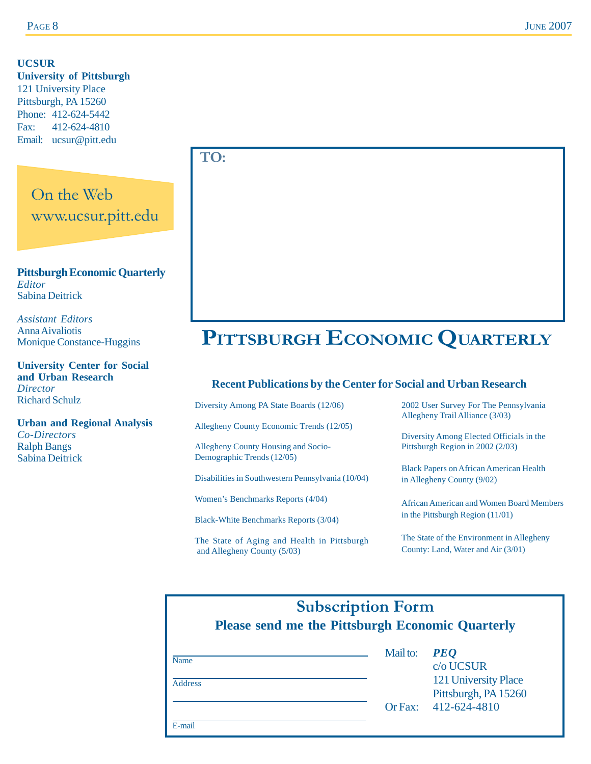**UCSUR**
**University of Pittsburgh**
121 University Place
Pittsburgh, PA 15260
Phone: 412-624-5442
Fax: 412-624-4810
Email: ucsur@pitt.edu

On the Web
www.ucsur.pitt.edu

**Pittsburgh Economic Quarterly**
*Editor*
Sabina Deitrick

*Assistant Editors*
Anna Aivaliotis
Monique Constance-Huggins

**University Center for Social and Urban Research**
*Director*
Richard Schulz

**Urban and Regional Analysis**
*Co-Directors*
Ralph Bangs
Sabina Deitrick

**TO:**

# PITTSBURGH ECONOMIC QUARTERLY

## Recent Publications by the Center for Social and Urban Research

- Diversity Among PA State Boards (12/06)
- Allegheny County Economic Trends (12/05)
- Allegheny County Housing and Socio-Demographic Trends (12/05)
- Disabilities in Southwestern Pennsylvania (10/04)
- Women's Benchmarks Reports (4/04)
- Black-White Benchmarks Reports (3/04)
- The State of Aging and Health in Pittsburgh and Allegheny County (5/03)
- 2002 User Survey For The Pennsylvania Allegheny Trail Alliance (3/03)
- Diversity Among Elected Officials in the Pittsburgh Region in 2002 (2/03)
- Black Papers on African American Health in Allegheny County (9/02)
- African American and Women Board Members in the Pittsburgh Region (11/01)
- The State of the Environment in Allegheny County: Land, Water and Air (3/01)

## Subscription Form

### Please send me the Pittsburgh Economic Quarterly

Name

Address

E-mail

Mail to: ***PEQ***
c/o UCSUR
121 University Place
Pittsburgh, PA 15260
Or Fax: 412-624-4810